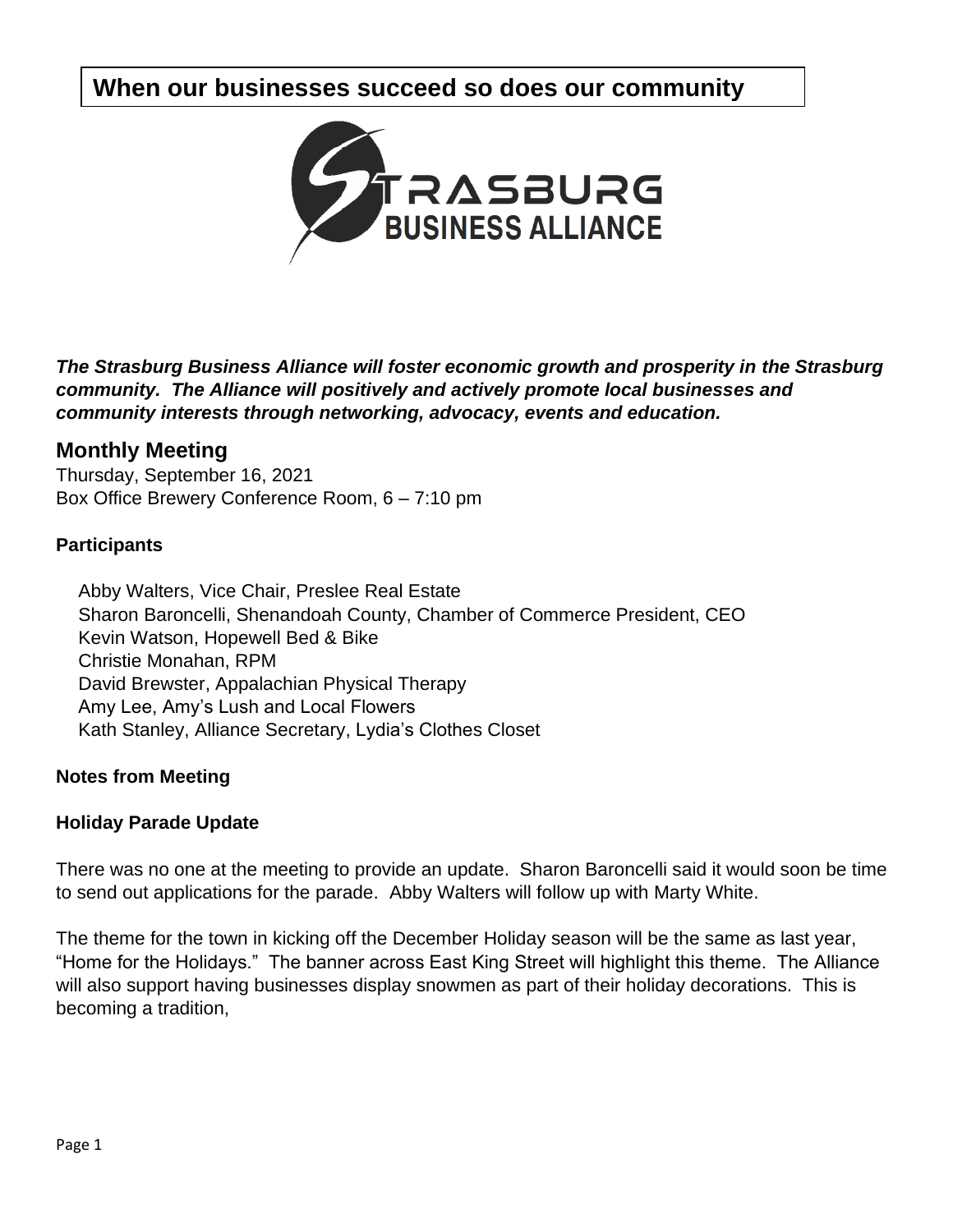**When our businesses succeed so does our community**

STRASBURG BUSINESS ALLIANCE

***The Strasburg Business Alliance will foster economic growth and prosperity in the Strasburg community. The Alliance will positively and actively promote local businesses and community interests through networking, advocacy, events and education.***

## Monthly Meeting

Thursday, September 16, 2021
Box Office Brewery Conference Room, 6 – 7:10 pm

### Participants

Abby Walters, Vice Chair, Preslee Real Estate
Sharon Baroncelli, Shenandoah County, Chamber of Commerce President, CEO
Kevin Watson, Hopewell Bed & Bike
Christie Monahan, RPM
David Brewster, Appalachian Physical Therapy
Amy Lee, Amy's Lush and Local Flowers
Kath Stanley, Alliance Secretary, Lydia's Clothes Closet

### Notes from Meeting

### Holiday Parade Update

There was no one at the meeting to provide an update. Sharon Baroncelli said it would soon be time to send out applications for the parade. Abby Walters will follow up with Marty White.

The theme for the town in kicking off the December Holiday season will be the same as last year, "Home for the Holidays." The banner across East King Street will highlight this theme. The Alliance will also support having businesses display snowmen as part of their holiday decorations. This is becoming a tradition,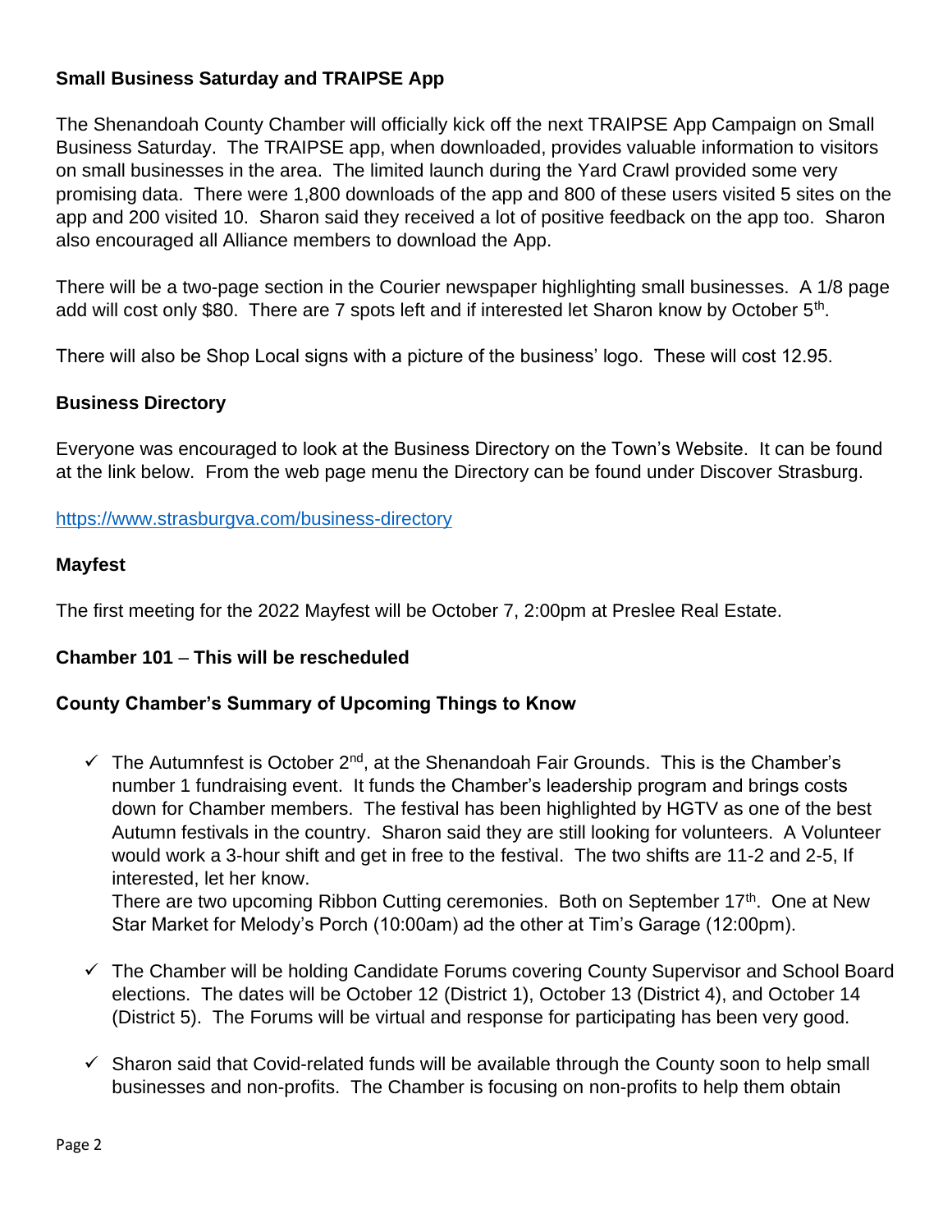**Small Business Saturday and TRAIPSE App**

The Shenandoah County Chamber will officially kick off the next TRAIPSE App Campaign on Small Business Saturday. The TRAIPSE app, when downloaded, provides valuable information to visitors on small businesses in the area. The limited launch during the Yard Crawl provided some very promising data. There were 1,800 downloads of the app and 800 of these users visited 5 sites on the app and 200 visited 10. Sharon said they received a lot of positive feedback on the app too. Sharon also encouraged all Alliance members to download the App.

There will be a two-page section in the Courier newspaper highlighting small businesses. A 1/8 page add will cost only $80. There are 7 spots left and if interested let Sharon know by October 5th.

There will also be Shop Local signs with a picture of the business' logo. These will cost 12.95.

**Business Directory**

Everyone was encouraged to look at the Business Directory on the Town's Website. It can be found at the link below. From the web page menu the Directory can be found under Discover Strasburg.

https://www.strasburgva.com/business-directory

**Mayfest**

The first meeting for the 2022 Mayfest will be October 7, 2:00pm at Preslee Real Estate.

**Chamber 101 – This will be rescheduled**

**County Chamber's Summary of Upcoming Things to Know**

- ✓ The Autumnfest is October 2nd, at the Shenandoah Fair Grounds. This is the Chamber's number 1 fundraising event. It funds the Chamber's leadership program and brings costs down for Chamber members. The festival has been highlighted by HGTV as one of the best Autumn festivals in the country. Sharon said they are still looking for volunteers. A Volunteer would work a 3-hour shift and get in free to the festival. The two shifts are 11-2 and 2-5, If interested, let her know.
  There are two upcoming Ribbon Cutting ceremonies. Both on September 17th. One at New Star Market for Melody's Porch (10:00am) ad the other at Tim's Garage (12:00pm).

- ✓ The Chamber will be holding Candidate Forums covering County Supervisor and School Board elections. The dates will be October 12 (District 1), October 13 (District 4), and October 14 (District 5). The Forums will be virtual and response for participating has been very good.

- ✓ Sharon said that Covid-related funds will be available through the County soon to help small businesses and non-profits. The Chamber is focusing on non-profits to help them obtain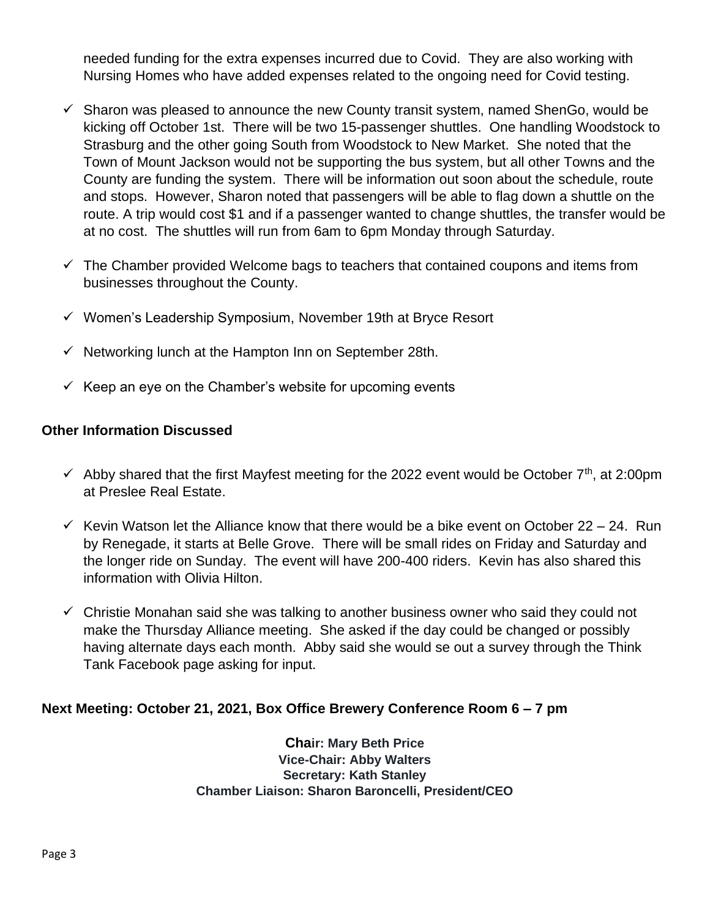needed funding for the extra expenses incurred due to Covid. They are also working with Nursing Homes who have added expenses related to the ongoing need for Covid testing.

- ✓ Sharon was pleased to announce the new County transit system, named ShenGo, would be kicking off October 1st. There will be two 15-passenger shuttles. One handling Woodstock to Strasburg and the other going South from Woodstock to New Market. She noted that the Town of Mount Jackson would not be supporting the bus system, but all other Towns and the County are funding the system. There will be information out soon about the schedule, route and stops. However, Sharon noted that passengers will be able to flag down a shuttle on the route. A trip would cost $1 and if a passenger wanted to change shuttles, the transfer would be at no cost. The shuttles will run from 6am to 6pm Monday through Saturday.

- ✓ The Chamber provided Welcome bags to teachers that contained coupons and items from businesses throughout the County.

- ✓ Women's Leadership Symposium, November 19th at Bryce Resort

- ✓ Networking lunch at the Hampton Inn on September 28th.

- ✓ Keep an eye on the Chamber's website for upcoming events

**Other Information Discussed**

- ✓ Abby shared that the first Mayfest meeting for the 2022 event would be October 7th, at 2:00pm at Preslee Real Estate.

- ✓ Kevin Watson let the Alliance know that there would be a bike event on October 22 – 24. Run by Renegade, it starts at Belle Grove. There will be small rides on Friday and Saturday and the longer ride on Sunday. The event will have 200-400 riders. Kevin has also shared this information with Olivia Hilton.

- ✓ Christie Monahan said she was talking to another business owner who said they could not make the Thursday Alliance meeting. She asked if the day could be changed or possibly having alternate days each month. Abby said she would se out a survey through the Think Tank Facebook page asking for input.

**Next Meeting: October 21, 2021, Box Office Brewery Conference Room 6 – 7 pm**

**Chair: Mary Beth Price**
**Vice-Chair: Abby Walters**
**Secretary: Kath Stanley**
**Chamber Liaison: Sharon Baroncelli, President/CEO**